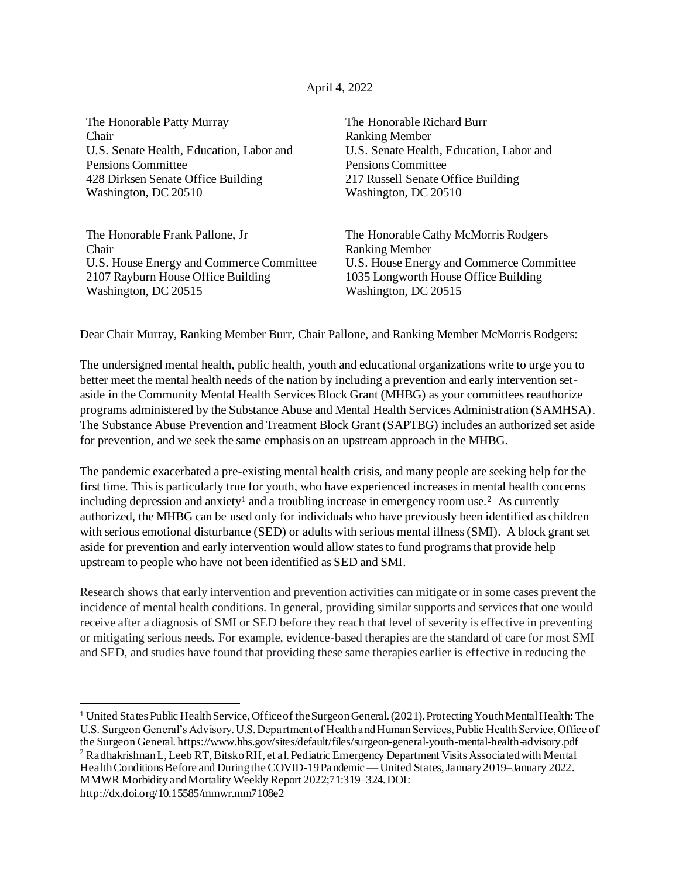April 4, 2022

The Honorable Patty Murray
Chair
U.S. Senate Health, Education, Labor and Pensions Committee
428 Dirksen Senate Office Building
Washington, DC 20510

The Honorable Richard Burr
Ranking Member
U.S. Senate Health, Education, Labor and Pensions Committee
217 Russell Senate Office Building
Washington, DC 20510

The Honorable Frank Pallone, Jr
Chair
U.S. House Energy and Commerce Committee
2107 Rayburn House Office Building
Washington, DC 20515

The Honorable Cathy McMorris Rodgers
Ranking Member
U.S. House Energy and Commerce Committee
1035 Longworth House Office Building
Washington, DC 20515

Dear Chair Murray, Ranking Member Burr, Chair Pallone, and Ranking Member McMorris Rodgers:

The undersigned mental health, public health, youth and educational organizations write to urge you to better meet the mental health needs of the nation by including a prevention and early intervention set-aside in the Community Mental Health Services Block Grant (MHBG) as your committees reauthorize programs administered by the Substance Abuse and Mental Health Services Administration (SAMHSA). The Substance Abuse Prevention and Treatment Block Grant (SAPTBG) includes an authorized set aside for prevention, and we seek the same emphasis on an upstream approach in the MHBG.

The pandemic exacerbated a pre-existing mental health crisis, and many people are seeking help for the first time. This is particularly true for youth, who have experienced increases in mental health concerns including depression and anxiety[1] and a troubling increase in emergency room use.[2] As currently authorized, the MHBG can be used only for individuals who have previously been identified as children with serious emotional disturbance (SED) or adults with serious mental illness (SMI). A block grant set aside for prevention and early intervention would allow states to fund programs that provide help upstream to people who have not been identified as SED and SMI.

Research shows that early intervention and prevention activities can mitigate or in some cases prevent the incidence of mental health conditions. In general, providing similar supports and services that one would receive after a diagnosis of SMI or SED before they reach that level of severity is effective in preventing or mitigating serious needs. For example, evidence-based therapies are the standard of care for most SMI and SED, and studies have found that providing these same therapies earlier is effective in reducing the

---

[1] United States Public Health Service, Office of the Surgeon General. (2021). Protecting Youth Mental Health: The U.S. Surgeon General's Advisory. U.S. Department of Health and Human Services, Public Health Service, Office of the Surgeon General. https://www.hhs.gov/sites/default/files/surgeon-general-youth-mental-health-advisory.pdf

[2] Radhakrishnan L, Leeb RT, Bitsko RH, et al. Pediatric Emergency Department Visits Associated with Mental Health Conditions Before and During the COVID-19 Pandemic — United States, January 2019–January 2022. MMWR Morbidity and Mortality Weekly Report 2022;71:319–324. DOI: http://dx.doi.org/10.15585/mmwr.mm7108e2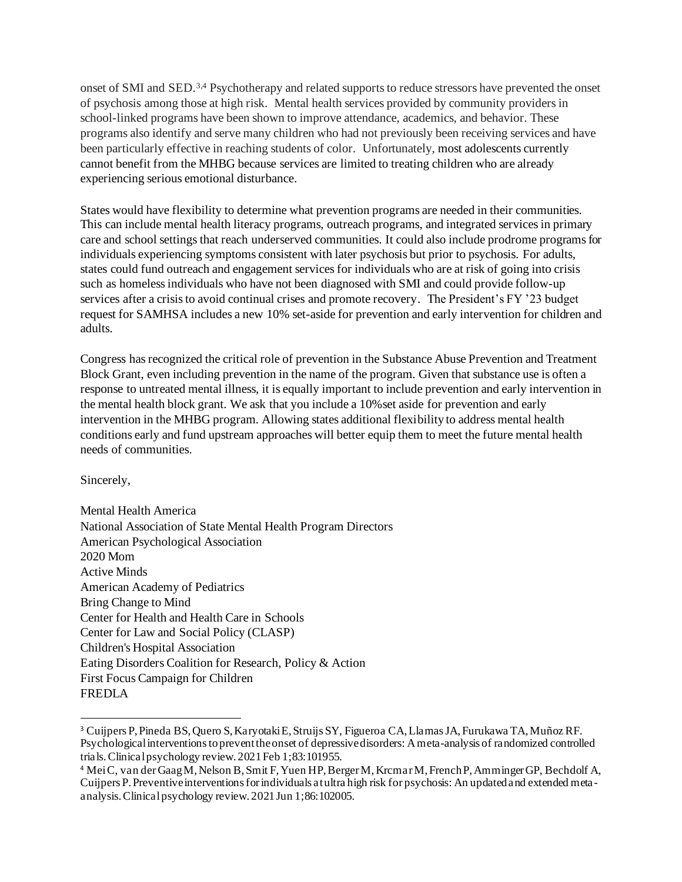onset of SMI and SED.[3,4] Psychotherapy and related supports to reduce stressors have prevented the onset of psychosis among those at high risk. Mental health services provided by community providers in school-linked programs have been shown to improve attendance, academics, and behavior. These programs also identify and serve many children who had not previously been receiving services and have been particularly effective in reaching students of color. Unfortunately, most adolescents currently cannot benefit from the MHBG because services are limited to treating children who are already experiencing serious emotional disturbance.

States would have flexibility to determine what prevention programs are needed in their communities. This can include mental health literacy programs, outreach programs, and integrated services in primary care and school settings that reach underserved communities. It could also include prodrome programs for individuals experiencing symptoms consistent with later psychosis but prior to psychosis. For adults, states could fund outreach and engagement services for individuals who are at risk of going into crisis such as homeless individuals who have not been diagnosed with SMI and could provide follow-up services after a crisis to avoid continual crises and promote recovery. The President's FY '23 budget request for SAMHSA includes a new 10% set-aside for prevention and early intervention for children and adults.

Congress has recognized the critical role of prevention in the Substance Abuse Prevention and Treatment Block Grant, even including prevention in the name of the program. Given that substance use is often a response to untreated mental illness, it is equally important to include prevention and early intervention in the mental health block grant. We ask that you include a 10% set aside for prevention and early intervention in the MHBG program. Allowing states additional flexibility to address mental health conditions early and fund upstream approaches will better equip them to meet the future mental health needs of communities.

Sincerely,

Mental Health America
National Association of State Mental Health Program Directors
American Psychological Association
2020 Mom
Active Minds
American Academy of Pediatrics
Bring Change to Mind
Center for Health and Health Care in Schools
Center for Law and Social Policy (CLASP)
Children's Hospital Association
Eating Disorders Coalition for Research, Policy & Action
First Focus Campaign for Children
FREDLA

---

[3] Cuijpers P, Pineda BS, Quero S, Karyotaki E, Struijs SY, Figueroa CA, Llamas JA, Furukawa TA, Muñoz RF. Psychological interventions to prevent the onset of depressive disorders: A meta-analysis of randomized controlled trials. Clinical psychology review. 2021 Feb 1;83:101955.

[4] Mei C, van der Gaag M, Nelson B, Smit F, Yuen HP, Berger M, Krcmar M, French P, Amminger GP, Bechdolf A, Cuijpers P. Preventive interventions for individuals at ultra high risk for psychosis: An updated and extended meta-analysis. Clinical psychology review. 2021 Jun 1;86:102005.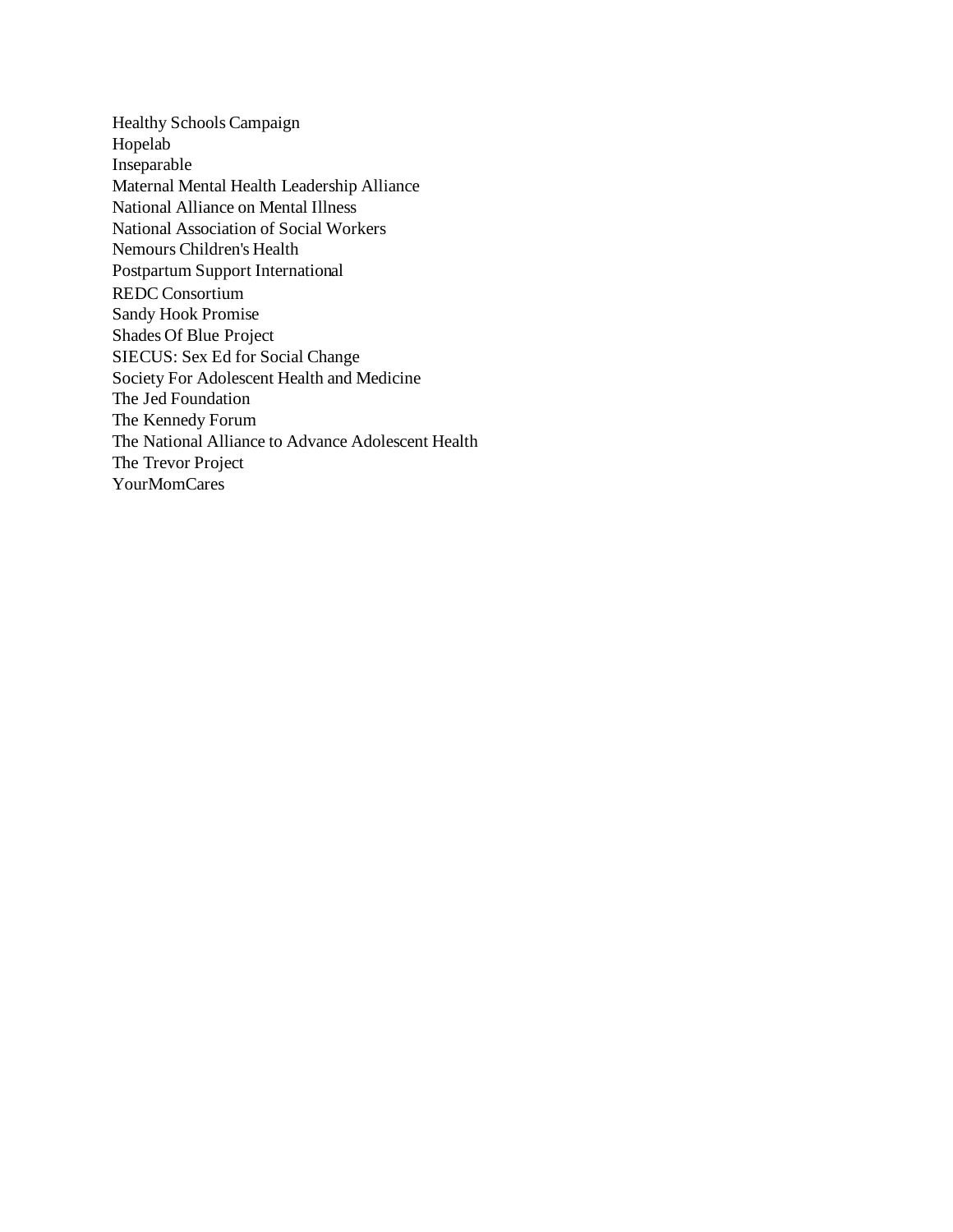Healthy Schools Campaign
Hopelab
Inseparable
Maternal Mental Health Leadership Alliance
National Alliance on Mental Illness
National Association of Social Workers
Nemours Children's Health
Postpartum Support International
REDC Consortium
Sandy Hook Promise
Shades Of Blue Project
SIECUS: Sex Ed for Social Change
Society For Adolescent Health and Medicine
The Jed Foundation
The Kennedy Forum
The National Alliance to Advance Adolescent Health
The Trevor Project
YourMomCares